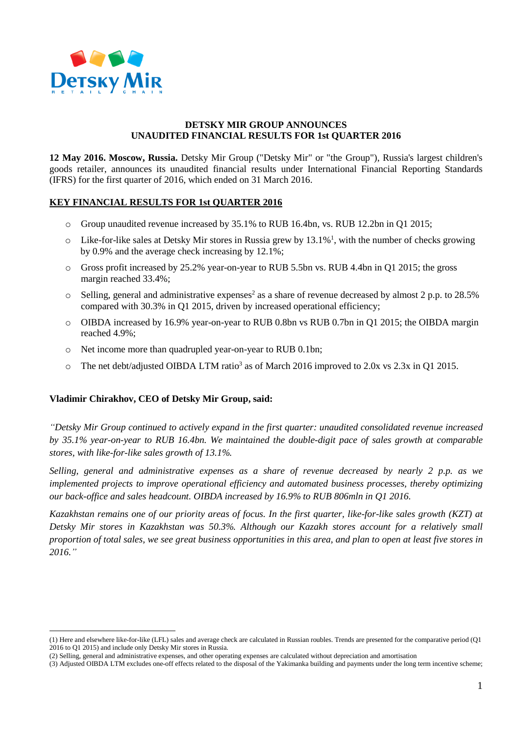# DETSKY MIR GROUP ANNOUNCES UNAUDITED FINANCIAL RESULTS FOR 1st QUARTER 2016

**12 May 2016. Moscow, Russia.** Detsky Mir Group ("Detsky Mir" or "the Group"), Russia's largest children's goods retailer, announces its unaudited financial results under International Financial Reporting Standards (IFRS) for the first quarter of 2016, which ended on 31 March 2016.

## KEY FINANCIAL RESULTS FOR 1st QUARTER 2016

- Group unaudited revenue increased by 35.1% to RUB 16.4bn, vs. RUB 12.2bn in Q1 2015;
- Like-for-like sales at Detsky Mir stores in Russia grew by 13.1%[1], with the number of checks growing by 0.9% and the average check increasing by 12.1%;
- Gross profit increased by 25.2% year-on-year to RUB 5.5bn vs. RUB 4.4bn in Q1 2015; the gross margin reached 33.4%;
- Selling, general and administrative expenses[2] as a share of revenue decreased by almost 2 p.p. to 28.5% compared with 30.3% in Q1 2015, driven by increased operational efficiency;
- OIBDA increased by 16.9% year-on-year to RUB 0.8bn vs RUB 0.7bn in Q1 2015; the OIBDA margin reached 4.9%;
- Net income more than quadrupled year-on-year to RUB 0.1bn;
- The net debt/adjusted OIBDA LTM ratio[3] as of March 2016 improved to 2.0x vs 2.3x in Q1 2015.

**Vladimir Chirakhov, CEO of Detsky Mir Group, said:**

*"Detsky Mir Group continued to actively expand in the first quarter: unaudited consolidated revenue increased by 35.1% year-on-year to RUB 16.4bn. We maintained the double-digit pace of sales growth at comparable stores, with like-for-like sales growth of 13.1%.*

*Selling, general and administrative expenses as a share of revenue decreased by nearly 2 p.p. as we implemented projects to improve operational efficiency and automated business processes, thereby optimizing our back-office and sales headcount. OIBDA increased by 16.9% to RUB 806mln in Q1 2016.*

*Kazakhstan remains one of our priority areas of focus. In the first quarter, like-for-like sales growth (KZT) at Detsky Mir stores in Kazakhstan was 50.3%. Although our Kazakh stores account for a relatively small proportion of total sales, we see great business opportunities in this area, and plan to open at least five stores in 2016."*

---

(1) Here and elsewhere like-for-like (LFL) sales and average check are calculated in Russian roubles. Trends are presented for the comparative period (Q1 2016 to Q1 2015) and include only Detsky Mir stores in Russia.

(2) Selling, general and administrative expenses, and other operating expenses are calculated without depreciation and amortisation

(3) Adjusted OIBDA LTM excludes one-off effects related to the disposal of the Yakimanka building and payments under the long term incentive scheme;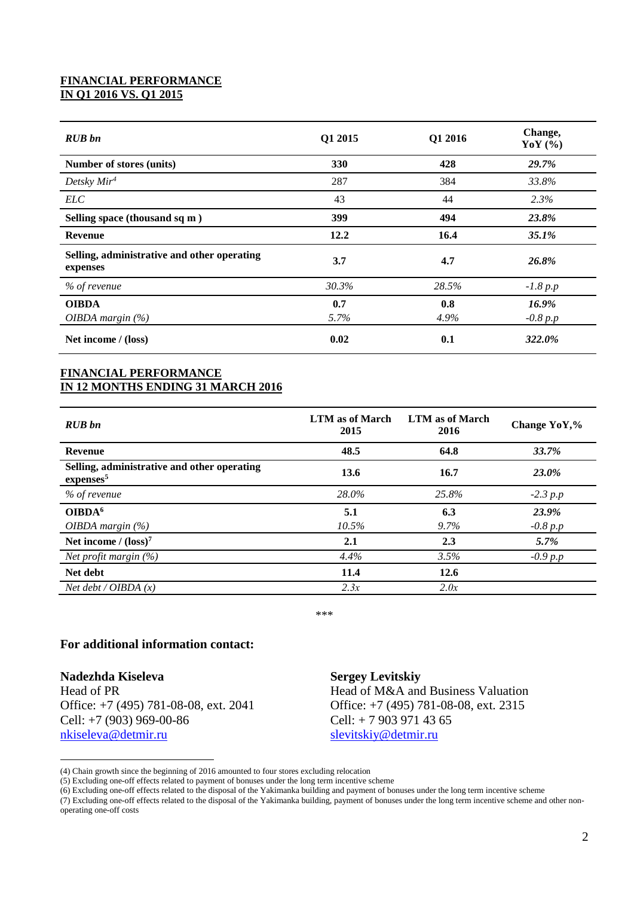## FINANCIAL PERFORMANCE IN Q1 2016 VS. Q1 2015

| *RUB bn* | Q1 2015 | Q1 2016 | Change, YoY (%) |
|---|---|---|---|
| **Number of stores (units)** | **330** | **428** | ***29.7%*** |
| *Detsky Mir*[4] | 287 | 384 | *33.8%* |
| *ELC* | 43 | 44 | *2.3%* |
| **Selling space (thousand sq m )** | **399** | **494** | ***23.8%*** |
| **Revenue** | **12.2** | **16.4** | ***35.1%*** |
| **Selling, administrative and other operating expenses** | **3.7** | **4.7** | ***26.8%*** |
| *% of revenue* | *30.3%* | *28.5%* | *-1.8 p.p* |
| **OIBDA** | **0.7** | **0.8** | ***16.9%*** |
| *OIBDA margin (%)* | *5.7%* | *4.9%* | *-0.8 p.p* |
| **Net income / (loss)** | **0.02** | **0.1** | ***322.0%*** |

## FINANCIAL PERFORMANCE IN 12 MONTHS ENDING 31 MARCH 2016

| *RUB bn* | LTM as of March 2015 | LTM as of March 2016 | Change YoY,% |
|---|---|---|---|
| **Revenue** | **48.5** | **64.8** | ***33.7%*** |
| **Selling, administrative and other operating expenses**[5] | **13.6** | **16.7** | ***23.0%*** |
| *% of revenue* | *28.0%* | *25.8%* | *-2.3 p.p* |
| **OIBDA**[6] | **5.1** | **6.3** | ***23.9%*** |
| *OIBDA margin (%)* | *10.5%* | *9.7%* | *-0.8 p.p* |
| **Net income / (loss)**[7] | **2.1** | **2.3** | ***5.7%*** |
| *Net profit margin (%)* | *4.4%* | *3.5%* | *-0.9 p.p* |
| **Net debt** | **11.4** | **12.6** | |
| *Net debt / OIBDA (x)* | *2.3x* | *2.0x* | |

\*\*\*

### For additional information contact:

**Nadezhda Kiseleva**
Head of PR
Office: +7 (495) 781-08-08, ext. 2041
Cell: +7 (903) 969-00-86
nkiseleva@detmir.ru

**Sergey Levitskiy**
Head of M&A and Business Valuation
Office: +7 (495) 781-08-08, ext. 2315
Cell: + 7 903 971 43 65
slevitskiy@detmir.ru

(4) Chain growth since the beginning of 2016 amounted to four stores excluding relocation
(5) Excluding one-off effects related to payment of bonuses under the long term incentive scheme
(6) Excluding one-off effects related to the disposal of the Yakimanka building and payment of bonuses under the long term incentive scheme
(7) Excluding one-off effects related to the disposal of the Yakimanka building, payment of bonuses under the long term incentive scheme and other non-operating one-off costs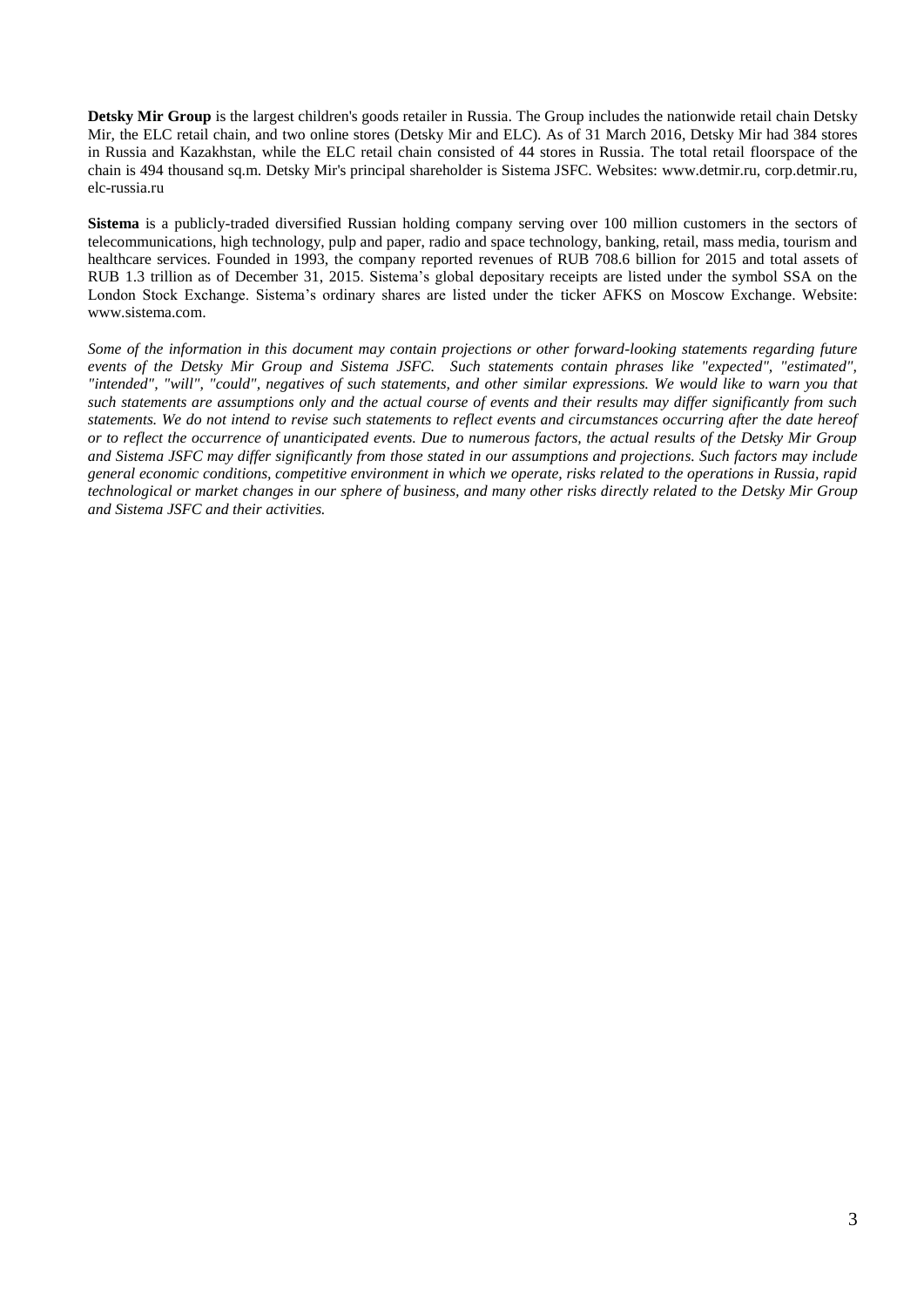**Detsky Mir Group** is the largest children's goods retailer in Russia. The Group includes the nationwide retail chain Detsky Mir, the ELC retail chain, and two online stores (Detsky Mir and ELC). As of 31 March 2016, Detsky Mir had 384 stores in Russia and Kazakhstan, while the ELC retail chain consisted of 44 stores in Russia. The total retail floorspace of the chain is 494 thousand sq.m. Detsky Mir's principal shareholder is Sistema JSFC. Websites: www.detmir.ru, corp.detmir.ru, elc-russia.ru

**Sistema** is a publicly-traded diversified Russian holding company serving over 100 million customers in the sectors of telecommunications, high technology, pulp and paper, radio and space technology, banking, retail, mass media, tourism and healthcare services. Founded in 1993, the company reported revenues of RUB 708.6 billion for 2015 and total assets of RUB 1.3 trillion as of December 31, 2015. Sistema's global depositary receipts are listed under the symbol SSA on the London Stock Exchange. Sistema's ordinary shares are listed under the ticker AFKS on Moscow Exchange. Website: www.sistema.com.

*Some of the information in this document may contain projections or other forward-looking statements regarding future events of the Detsky Mir Group and Sistema JSFC. Such statements contain phrases like "expected", "estimated", "intended", "will", "could", negatives of such statements, and other similar expressions. We would like to warn you that such statements are assumptions only and the actual course of events and their results may differ significantly from such statements. We do not intend to revise such statements to reflect events and circumstances occurring after the date hereof or to reflect the occurrence of unanticipated events. Due to numerous factors, the actual results of the Detsky Mir Group and Sistema JSFC may differ significantly from those stated in our assumptions and projections. Such factors may include general economic conditions, competitive environment in which we operate, risks related to the operations in Russia, rapid technological or market changes in our sphere of business, and many other risks directly related to the Detsky Mir Group and Sistema JSFC and their activities.*